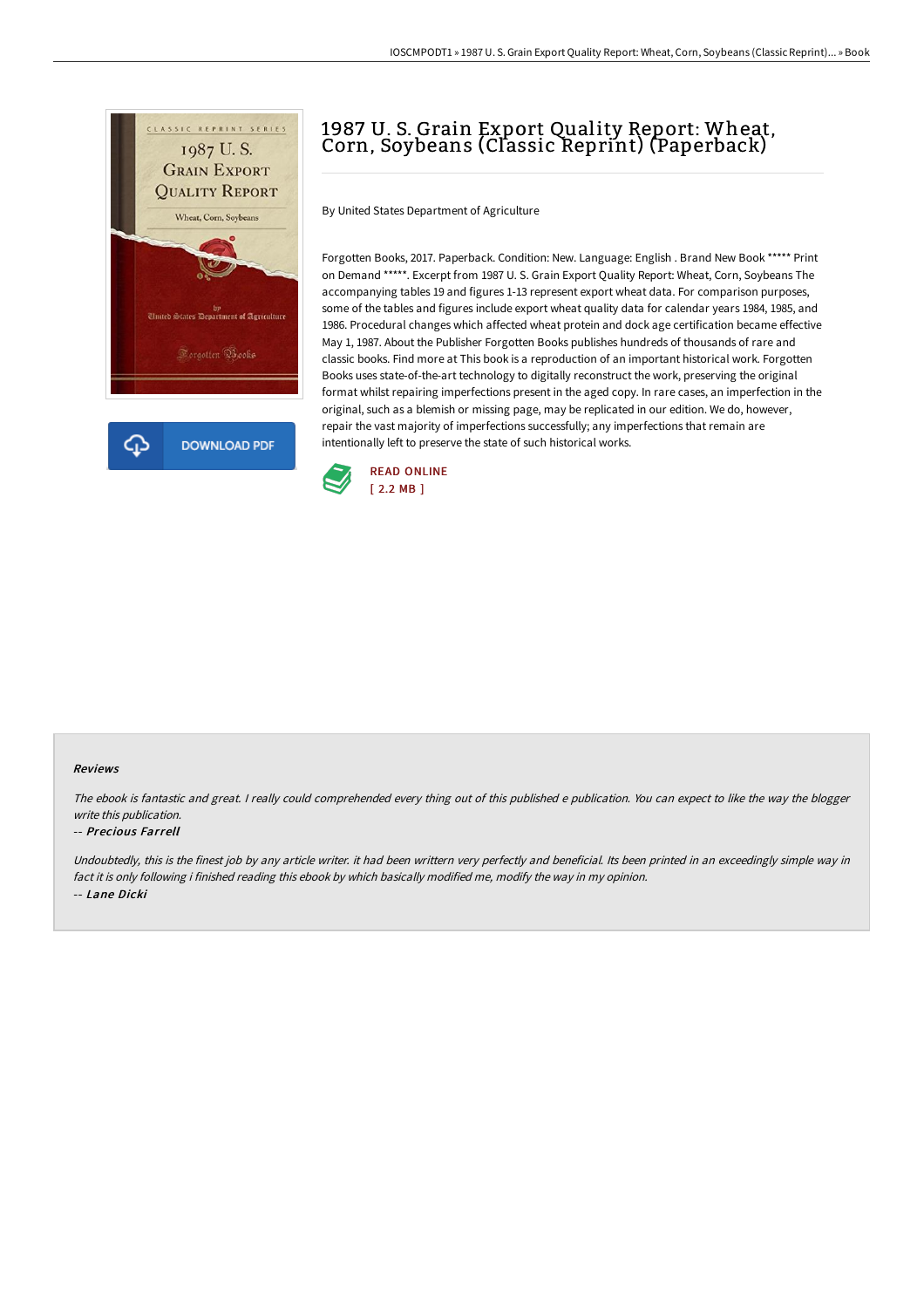# 1987 U. S. Grain Export Quality Report: Wheat, Corn, Soybeans (Classic Reprint) (Paperback)

By United States Department of Agriculture

Forgotten Books, 2017. Paperback. Condition: New. Language: English . Brand New Book ***** Print on Demand *****. Excerpt from 1987 U. S. Grain Export Quality Report: Wheat, Corn, Soybeans The accompanying tables 19 and figures 1-13 represent export wheat data. For comparison purposes, some of the tables and figures include export wheat quality data for calendar years 1984, 1985, and 1986. Procedural changes which affected wheat protein and dock age certification became effective May 1, 1987. About the Publisher Forgotten Books publishes hundreds of thousands of rare and classic books. Find more at This book is a reproduction of an important historical work. Forgotten Books uses state-of-the-art technology to digitally reconstruct the work, preserving the original format whilst repairing imperfections present in the aged copy. In rare cases, an imperfection in the original, such as a blemish or missing page, may be replicated in our edition. We do, however, repair the vast majority of imperfections successfully; any imperfections that remain are intentionally left to preserve the state of such historical works.

READ ONLINE
[ 2.2 MB ]

DOWNLOAD PDF

### Reviews

*The ebook is fantastic and great. I really could comprehended every thing out of this published e publication. You can expect to like the way the blogger write this publication.*

-- ***Precious Farrell***

*Undoubtedly, this is the finest job by any article writer. it had been writtern very perfectly and beneficial. Its been printed in an exceedingly simple way in fact it is only following i finished reading this ebook by which basically modified me, modify the way in my opinion.*

-- ***Lane Dicki***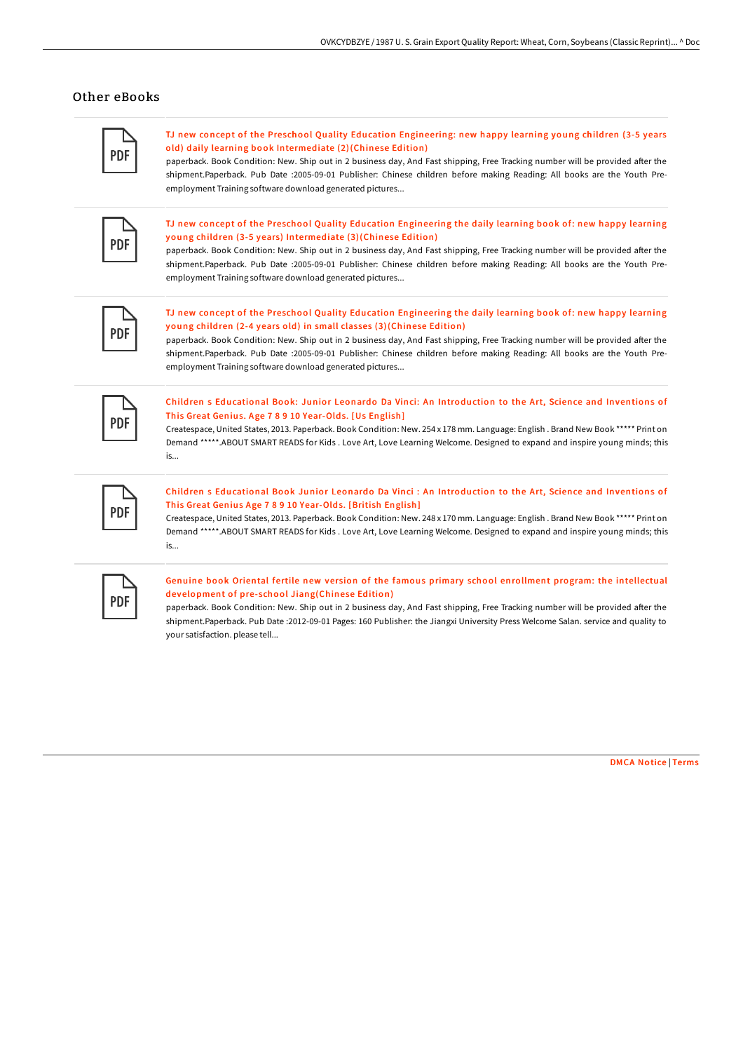## Other eBooks

**TJ new concept of the Preschool Quality Education Engineering: new happy learning young children (3-5 years old) daily learning book Intermediate (2)(Chinese Edition)**

paperback. Book Condition: New. Ship out in 2 business day, And Fast shipping, Free Tracking number will be provided after the shipment.Paperback. Pub Date :2005-09-01 Publisher: Chinese children before making Reading: All books are the Youth Pre-employment Training software download generated pictures...

**TJ new concept of the Preschool Quality Education Engineering the daily learning book of: new happy learning young children (3-5 years) Intermediate (3)(Chinese Edition)**

paperback. Book Condition: New. Ship out in 2 business day, And Fast shipping, Free Tracking number will be provided after the shipment.Paperback. Pub Date :2005-09-01 Publisher: Chinese children before making Reading: All books are the Youth Pre-employment Training software download generated pictures...

**TJ new concept of the Preschool Quality Education Engineering the daily learning book of: new happy learning young children (2-4 years old) in small classes (3)(Chinese Edition)**

paperback. Book Condition: New. Ship out in 2 business day, And Fast shipping, Free Tracking number will be provided after the shipment.Paperback. Pub Date :2005-09-01 Publisher: Chinese children before making Reading: All books are the Youth Pre-employment Training software download generated pictures...

**Children s Educational Book: Junior Leonardo Da Vinci: An Introduction to the Art, Science and Inventions of This Great Genius. Age 7 8 9 10 Year-Olds. [Us English]**

Createspace, United States, 2013. Paperback. Book Condition: New. 254 x 178 mm. Language: English . Brand New Book ***** Print on Demand *****.ABOUT SMART READS for Kids . Love Art, Love Learning Welcome. Designed to expand and inspire young minds; this is...

**Children s Educational Book Junior Leonardo Da Vinci : An Introduction to the Art, Science and Inventions of This Great Genius Age 7 8 9 10 Year-Olds. [British English]**

Createspace, United States, 2013. Paperback. Book Condition: New. 248 x 170 mm. Language: English . Brand New Book ***** Print on Demand *****.ABOUT SMART READS for Kids . Love Art, Love Learning Welcome. Designed to expand and inspire young minds; this is...

**Genuine book Oriental fertile new version of the famous primary school enrollment program: the intellectual development of pre-school Jiang(Chinese Edition)**

paperback. Book Condition: New. Ship out in 2 business day, And Fast shipping, Free Tracking number will be provided after the shipment.Paperback. Pub Date :2012-09-01 Pages: 160 Publisher: the Jiangxi University Press Welcome Salan. service and quality to your satisfaction. please tell...